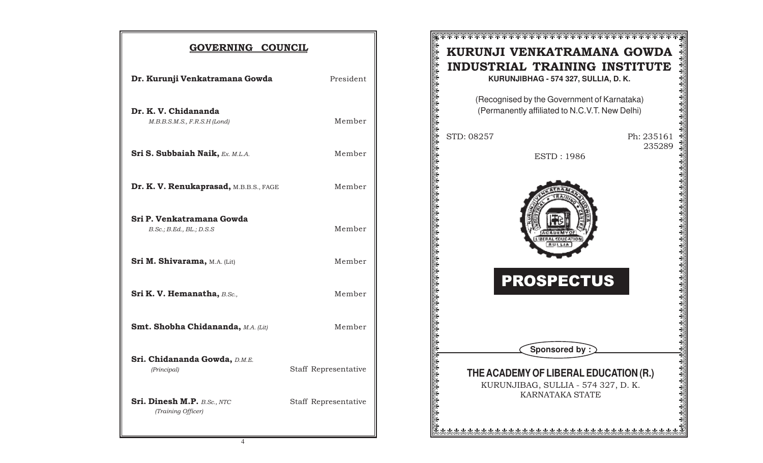## GOVERNING COUNCIL

| Name | Position |
|---|---|
| **Dr. Kurunji Venkatramana Gowda** | President |
| **Dr. K. V. Chidananda** *M.B.B.S.M.S., F.R.S.H (Lond)* | Member |
| **Sri S. Subbaiah Naik,** *Ex. M.L.A.* | Member |
| **Dr. K. V. Renukaprasad,** M.B.B.S., FAGE | Member |
| **Sri P. Venkatramana Gowda** *B.Sc.; B.Ed., BL.; D.S.S* | Member |
| **Sri M. Shivarama,** M.A. (Lit) | Member |
| **Sri K. V. Hemanatha,** *B.Sc.,* | Member |
| **Smt. Shobha Chidananda,** *M.A. (Lit)* | Member |
| **Sri. Chidananda Gowda,** *D.M.E.* *(Principal)* | Staff Representative |
| **Sri. Dinesh M.P.** *B.Sc., NTC* *(Training Officer)* | Staff Representative |

# KURUNJI VENKATRAMANA GOWDA INDUSTRIAL TRAINING INSTITUTE

**KURUNJIBHAG - 574 327, SULLIA, D. K.**

(Recognised by the Government of Karnataka)
(Permanently affiliated to N.C.V.T. New Delhi)

STD: 08257

Ph: 235161
235289

ESTD : 1986

KURUNJI VENKATRAMANA GOWDA INDUSTRIAL TRAINING CENTRE
ACADEMY OF LIBERAL EDUCATION SULLIA

# PROSPECTUS

**Sponsored by :**

## THE ACADEMY OF LIBERAL EDUCATION (R.)

KURUNJIBAG, SULLIA - 574 327, D. K.
KARNATAKA STATE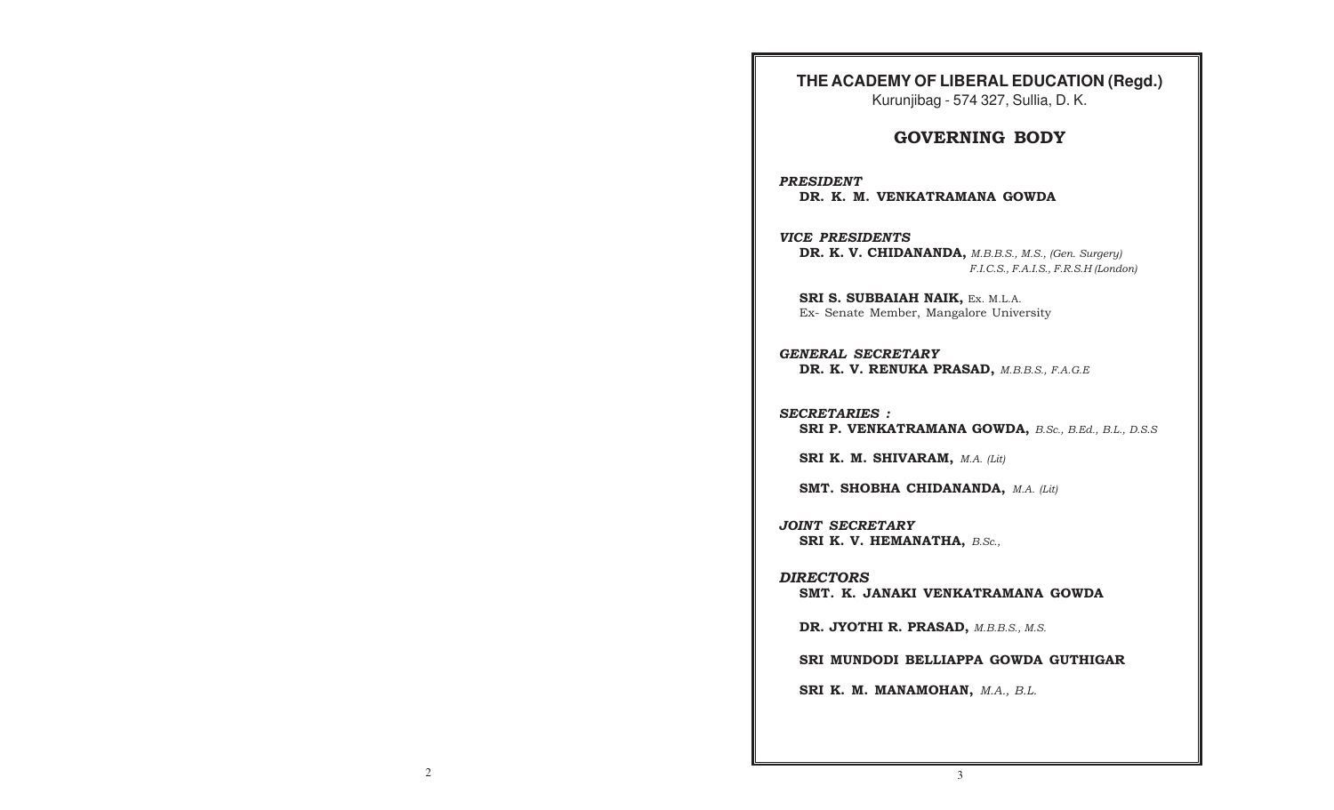# THE ACADEMY OF LIBERAL EDUCATION (Regd.)

Kurunjibag - 574 327, Sullia, D. K.

## GOVERNING BODY

***PRESIDENT***

**DR. K. M. VENKATRAMANA GOWDA**

***VICE PRESIDENTS***

**DR. K. V. CHIDANANDA,** *M.B.B.S., M.S., (Gen. Surgery) F.I.C.S., F.A.I.S., F.R.S.H (London)*

**SRI S. SUBBAIAH NAIK,** Ex. M.L.A.
Ex- Senate Member, Mangalore University

***GENERAL SECRETARY***

**DR. K. V. RENUKA PRASAD,** *M.B.B.S., F.A.G.E*

***SECRETARIES :***

**SRI P. VENKATRAMANA GOWDA,** *B.Sc., B.Ed., B.L., D.S.S*

**SRI K. M. SHIVARAM,** *M.A. (Lit)*

**SMT. SHOBHA CHIDANANDA,** *M.A. (Lit)*

***JOINT SECRETARY***

**SRI K. V. HEMANATHA,** *B.Sc.,*

***DIRECTORS***

**SMT. K. JANAKI VENKATRAMANA GOWDA**

**DR. JYOTHI R. PRASAD,** *M.B.B.S., M.S.*

**SRI MUNDODI BELLIAPPA GOWDA GUTHIGAR**

**SRI K. M. MANAMOHAN,** *M.A., B.L.*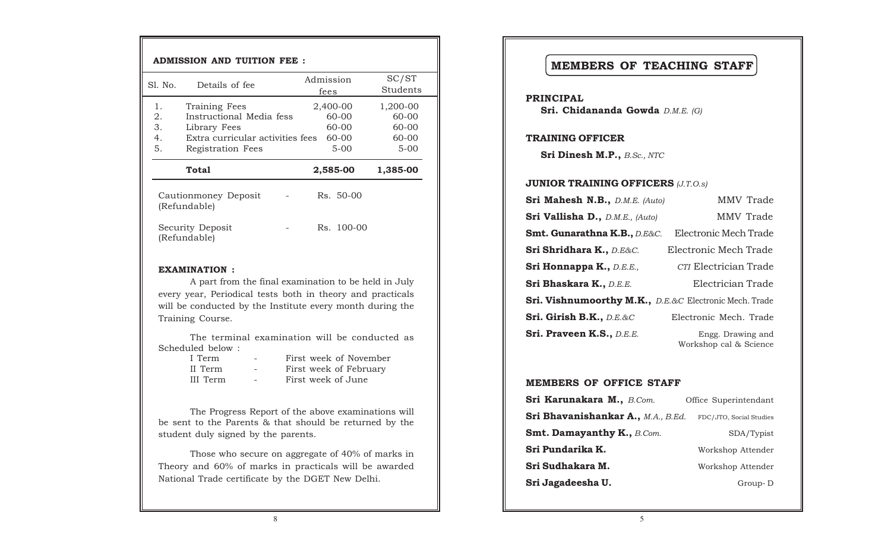**ADMISSION AND TUITION FEE :**

| Sl. No. | Details of fee | Admission fees | SC/ST Students |
|---|---|---|---|
| 1. | Training Fees | 2,400-00 | 1,200-00 |
| 2. | Instructional Media fess | 60-00 | 60-00 |
| 3. | Library Fees | 60-00 | 60-00 |
| 4. | Extra curricular activities fees | 60-00 | 60-00 |
| 5. | Registration Fees | 5-00 | 5-00 |
| | **Total** | **2,585-00** | **1,385-00** |

Cautionmoney Deposit (Refundable) - Rs. 50-00

Security Deposit (Refundable) - Rs. 100-00

**EXAMINATION :**

A part from the final examination to be held in July every year, Periodical tests both in theory and practicals will be conducted by the Institute every month during the Training Course.

The terminal examination will be conducted as Scheduled below :

| | | |
|---|---|---|
| I Term | - | First week of November |
| II Term | - | First week of February |
| III Term | - | First week of June |

The Progress Report of the above examinations will be sent to the Parents & that should be returned by the student duly signed by the parents.

Those who secure on aggregate of 40% of marks in Theory and 60% of marks in practicals will be awarded National Trade certificate by the DGET New Delhi.

## MEMBERS OF TEACHING STAFF

**PRINCIPAL**

**Sri. Chidananda Gowda** *D.M.E. (G)*

**TRAINING OFFICER**

**Sri Dinesh M.P.,** *B.Sc., NTC*

**JUNIOR TRAINING OFFICERS** *(J.T.O.s)*

| | |
|---|---|
| **Sri Mahesh N.B.,** *D.M.E. (Auto)* | MMV Trade |
| **Sri Vallisha D.,** *D.M.E., (Auto)* | MMV Trade |
| **Smt. Gunarathna K.B.,** *D.E&C.* | Electronic Mech Trade |
| **Sri Shridhara K.,** *D.E&C.* | Electronic Mech Trade |
| **Sri Honnappa K.,** *D.E.E.,* | *CTI* Electrician Trade |
| **Sri Bhaskara K.,** *D.E.E.* | Electrician Trade |
| **Sri. Vishnumoorthy M.K.,** *D.E.&C* | Electronic Mech. Trade |
| **Sri. Girish B.K.,** *D.E.&C* | Electronic Mech. Trade |
| **Sri. Praveen K.S.,** *D.E.E.* | Engg. Drawing and Workshop cal & Science |

**MEMBERS OF OFFICE STAFF**

| | |
|---|---|
| **Sri Karunakara M.,** *B.Com.* | Office Superintendant |
| **Sri Bhavanishankar A.,** *M.A., B.Ed.* | FDC/JTO, Social Studies |
| **Smt. Damayanthy K.,** *B.Com.* | SDA/Typist |
| **Sri Pundarika K.** | Workshop Attender |
| **Sri Sudhakara M.** | Workshop Attender |
| **Sri Jagadeesha U.** | Group- D |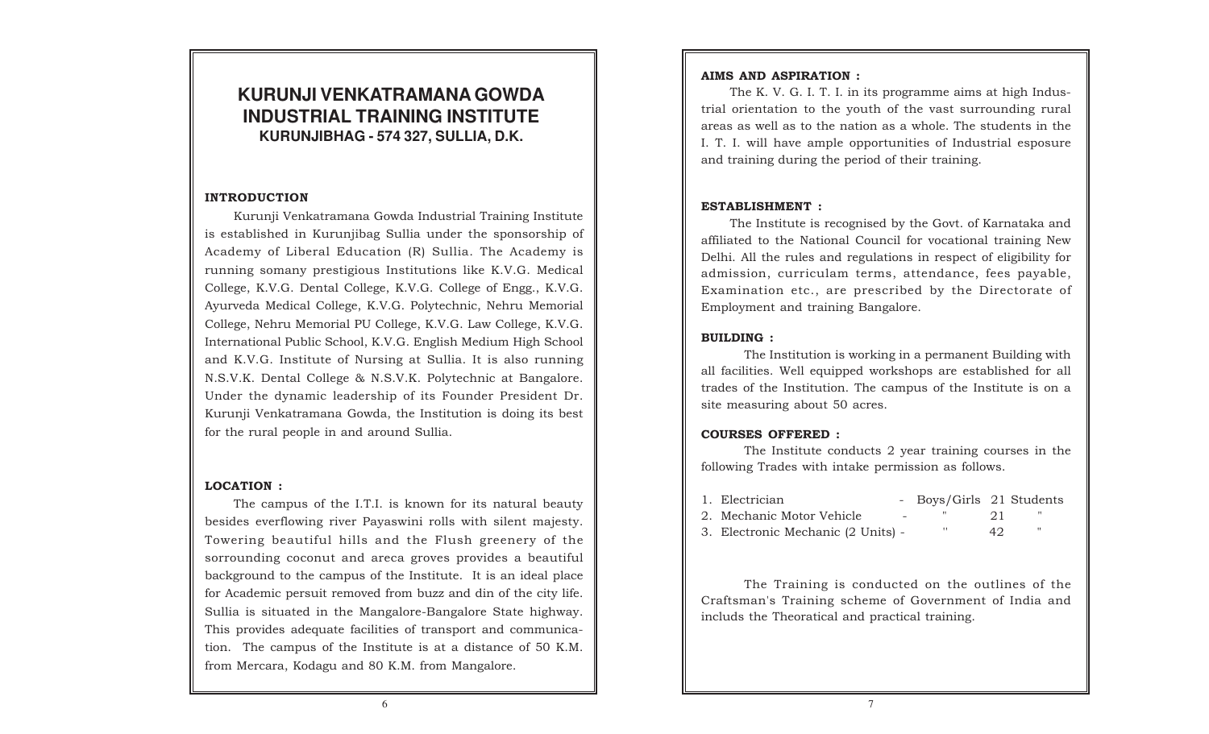# KURUNJI VENKATRAMANA GOWDA INDUSTRIAL TRAINING INSTITUTE

### KURUNJIBHAG - 574 327, SULLIA, D.K.

**INTRODUCTION**

Kurunji Venkatramana Gowda Industrial Training Institute is established in Kurunjibag Sullia under the sponsorship of Academy of Liberal Education (R) Sullia. The Academy is running somany prestigious Institutions like K.V.G. Medical College, K.V.G. Dental College, K.V.G. College of Engg., K.V.G. Ayurveda Medical College, K.V.G. Polytechnic, Nehru Memorial College, Nehru Memorial PU College, K.V.G. Law College, K.V.G. International Public School, K.V.G. English Medium High School and K.V.G. Institute of Nursing at Sullia. It is also running N.S.V.K. Dental College & N.S.V.K. Polytechnic at Bangalore. Under the dynamic leadership of its Founder President Dr. Kurunji Venkatramana Gowda, the Institution is doing its best for the rural people in and around Sullia.

**LOCATION :**

The campus of the I.T.I. is known for its natural beauty besides everflowing river Payaswini rolls with silent majesty. Towering beautiful hills and the Flush greenery of the sorrounding coconut and areca groves provides a beautiful background to the campus of the Institute. It is an ideal place for Academic persuit removed from buzz and din of the city life. Sullia is situated in the Mangalore-Bangalore State highway. This provides adequate facilities of transport and communication. The campus of the Institute is at a distance of 50 K.M. from Mercara, Kodagu and 80 K.M. from Mangalore.

**AIMS AND ASPIRATION :**

The K. V. G. I. T. I. in its programme aims at high Industrial orientation to the youth of the vast surrounding rural areas as well as to the nation as a whole. The students in the I. T. I. will have ample opportunities of Industrial esposure and training during the period of their training.

**ESTABLISHMENT :**

The Institute is recognised by the Govt. of Karnataka and affiliated to the National Council for vocational training New Delhi. All the rules and regulations in respect of eligibility for admission, curriculam terms, attendance, fees payable, Examination etc., are prescribed by the Directorate of Employment and training Bangalore.

**BUILDING :**

The Institution is working in a permanent Building with all facilities. Well equipped workshops are established for all trades of the Institution. The campus of the Institute is on a site measuring about 50 acres.

**COURSES OFFERED :**

The Institute conducts 2 year training courses in the following Trades with intake permission as follows.

| | | | |
|---|---|---|---|
| 1. Electrician | - Boys/Girls | 21 | Students |
| 2. Mechanic Motor Vehicle | - " | 21 | " |
| 3. Electronic Mechanic (2 Units) | - " | 42 | " |

The Training is conducted on the outlines of the Craftsman's Training scheme of Government of India and includs the Theoratical and practical training.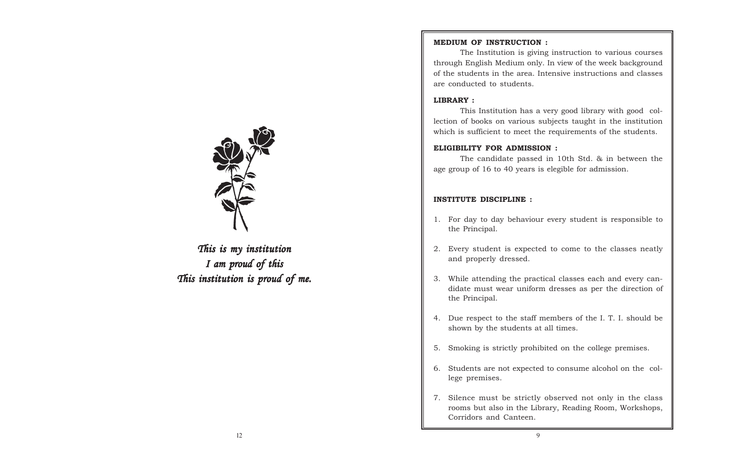*This is my institution*
*I am proud of this*
*This institution is proud of me.*

**MEDIUM OF INSTRUCTION :**

The Institution is giving instruction to various courses through English Medium only. In view of the week background of the students in the area. Intensive instructions and classes are conducted to students.

**LIBRARY :**

This Institution has a very good library with good collection of books on various subjects taught in the institution which is sufficient to meet the requirements of the students.

**ELIGIBILITY FOR ADMISSION :**

The candidate passed in 10th Std. & in between the age group of 16 to 40 years is elegible for admission.

**INSTITUTE DISCIPLINE :**

1. For day to day behaviour every student is responsible to the Principal.
2. Every student is expected to come to the classes neatly and properly dressed.
3. While attending the practical classes each and every candidate must wear uniform dresses as per the direction of the Principal.
4. Due respect to the staff members of the I. T. I. should be shown by the students at all times.
5. Smoking is strictly prohibited on the college premises.
6. Students are not expected to consume alcohol on the college premises.
7. Silence must be strictly observed not only in the class rooms but also in the Library, Reading Room, Workshops, Corridors and Canteen.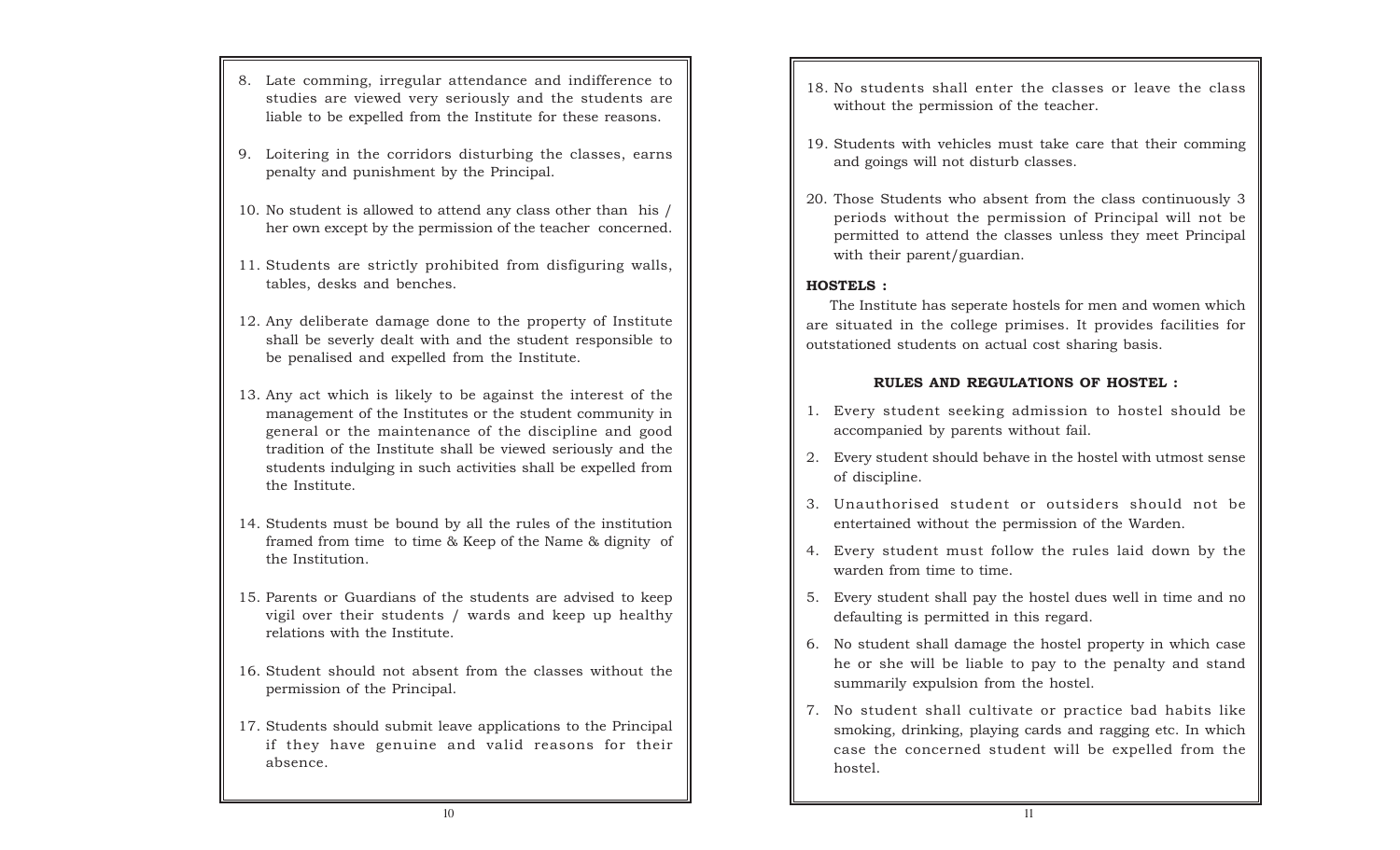8. Late comming, irregular attendance and indifference to studies are viewed very seriously and the students are liable to be expelled from the Institute for these reasons.

9. Loitering in the corridors disturbing the classes, earns penalty and punishment by the Principal.

10. No student is allowed to attend any class other than his / her own except by the permission of the teacher concerned.

11. Students are strictly prohibited from disfiguring walls, tables, desks and benches.

12. Any deliberate damage done to the property of Institute shall be severly dealt with and the student responsible to be penalised and expelled from the Institute.

13. Any act which is likely to be against the interest of the management of the Institutes or the student community in general or the maintenance of the discipline and good tradition of the Institute shall be viewed seriously and the students indulging in such activities shall be expelled from the Institute.

14. Students must be bound by all the rules of the institution framed from time to time & Keep of the Name & dignity of the Institution.

15. Parents or Guardians of the students are advised to keep vigil over their students / wards and keep up healthy relations with the Institute.

16. Student should not absent from the classes without the permission of the Principal.

17. Students should submit leave applications to the Principal if they have genuine and valid reasons for their absence.

18. No students shall enter the classes or leave the class without the permission of the teacher.

19. Students with vehicles must take care that their comming and goings will not disturb classes.

20. Those Students who absent from the class continuously 3 periods without the permission of Principal will not be permitted to attend the classes unless they meet Principal with their parent/guardian.

**HOSTELS :**

The Institute has seperate hostels for men and women which are situated in the college primises. It provides facilities for outstationed students on actual cost sharing basis.

**RULES AND REGULATIONS OF HOSTEL :**

1. Every student seeking admission to hostel should be accompanied by parents without fail.
2. Every student should behave in the hostel with utmost sense of discipline.
3. Unauthorised student or outsiders should not be entertained without the permission of the Warden.
4. Every student must follow the rules laid down by the warden from time to time.
5. Every student shall pay the hostel dues well in time and no defaulting is permitted in this regard.
6. No student shall damage the hostel property in which case he or she will be liable to pay to the penalty and stand summarily expulsion from the hostel.
7. No student shall cultivate or practice bad habits like smoking, drinking, playing cards and ragging etc. In which case the concerned student will be expelled from the hostel.